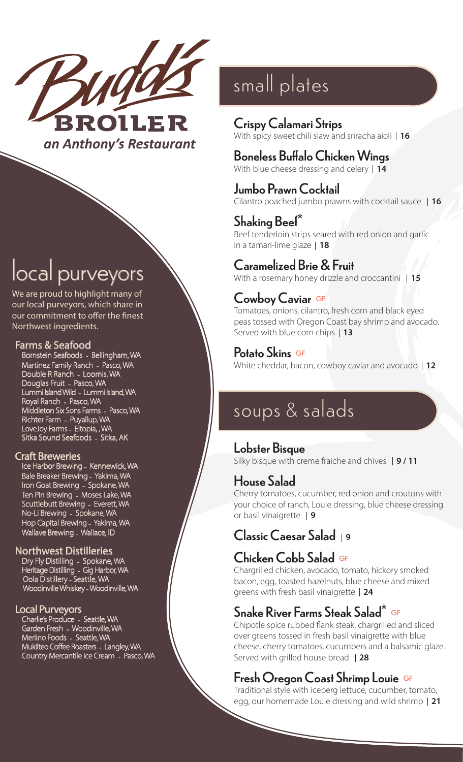# Budd's Broiler

*an Anthony's Restaurant*

## local purveyors

We are proud to highlight many of our local purveyors, which share in our commitment to offer the finest Northwest ingredients.

### Farms & Seafood

Bornstein Seafoods - Bellingham, WA
Martinez Family Ranch - Pasco, WA
Double R Ranch - Loomis, WA
Douglas Fruit - Pasco, WA
Lummi Island Wild - Lummi Island, WA
Royal Ranch - Pasco, WA
Middleton Six Sons Farms - Pasco, WA
Richter Farm - Puyallup, WA
LoveJoy Farms - Eltopia, , WA
Sitka Sound Seafoods - Sitka, AK

### Craft Breweries

Ice Harbor Brewing - Kennewick, WA
Bale Breaker Brewing - Yakima, WA
Iron Goat Brewing - Spokane, WA
Ten Pin Brewing - Moses Lake, WA
Scuttlebutt Brewing - Everett, WA
No-Li Brewing - Spokane, WA
Hop Capital Brewing - Yakima, WA
Wallave Brewing - Wallace, ID

### Northwest Distilleries

Dry Fly Distilling - Spokane, WA
Heritage Distilling - Gig Harbor, WA
Oola Distillery - Seattle, WA
Woodinville Whiskey - Woodinville, WA

### Local Purveyors

Charlie's Produce - Seattle, WA
Garden Fresh - Woodinville, WA
Merlino Foods - Seattle, WA
Mukilteo Coffee Roasters - Langley, WA
Country Mercantile Ice Cream - Pasco, WA

## small plates

**Crispy Calamari Strips**
With spicy sweet chili slaw and sriracha aioli | **16**

**Boneless Buffalo Chicken Wings**
With blue cheese dressing and celery | **14**

**Jumbo Prawn Cocktail**
Cilantro poached jumbo prawns with cocktail sauce | **16**

**Shaking Beef***
Beef tenderloin strips seared with red onion and garlic in a tamari-lime glaze | **18**

**Caramelized Brie & Fruit**
With a rosemary honey drizzle and croccantini | **15**

**Cowboy Caviar** GF
Tomatoes, onions, cilantro, fresh corn and black eyed peas tossed with Oregon Coast bay shrimp and avocado. Served with blue corn chips | **13**

**Potato Skins** GF
White cheddar, bacon, cowboy caviar and avocado | **12**

## soups & salads

**Lobster Bisque**
Silky bisque with creme fraiche and chives | **9 / 11**

**House Salad**
Cherry tomatoes, cucumber, red onion and croutons with your choice of ranch, Louie dressing, blue cheese dressing or basil vinaigrette | **9**

**Classic Caesar Salad** | **9**

**Chicken Cobb Salad** GF
Chargrilled chicken, avocado, tomato, hickory smoked bacon, egg, toasted hazelnuts, blue cheese and mixed greens with fresh basil vinaigrette | **24**

**Snake River Farms Steak Salad*** GF
Chipotle spice rubbed flank steak, chargrilled and sliced over greens tossed in fresh basil vinaigrette with blue cheese, cherry tomatoes, cucumbers and a balsamic glaze. Served with grilled house bread | **28**

**Fresh Oregon Coast Shrimp Louie** GF
Traditional style with iceberg lettuce, cucumber, tomato, egg, our homemade Louie dressing and wild shrimp | **21**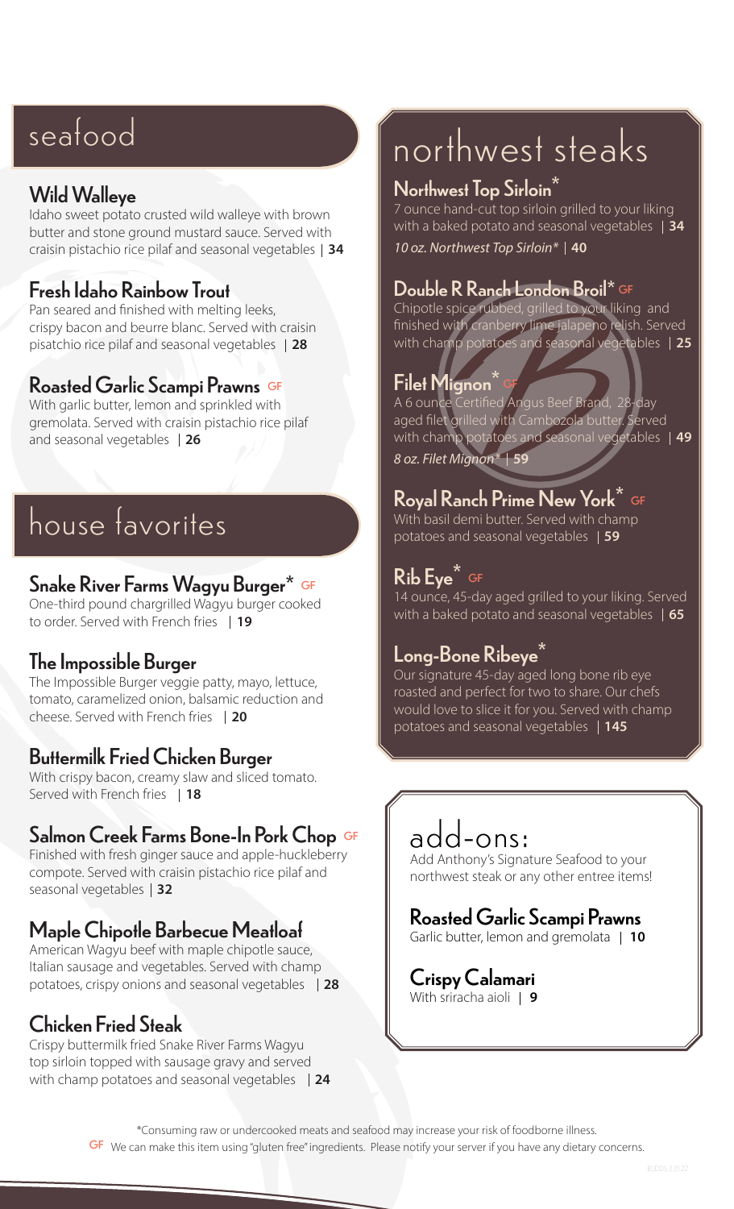## seafood

### Wild Walleye

Idaho sweet potato crusted wild walleye with brown butter and stone ground mustard sauce. Served with craisin pistachio rice pilaf and seasonal vegetables | **34**

### Fresh Idaho Rainbow Trout

Pan seared and finished with melting leeks, crispy bacon and beurre blanc. Served with craisin pisatchio rice pilaf and seasonal vegetables | **28**

### Roasted Garlic Scampi Prawns GF

With garlic butter, lemon and sprinkled with gremolata. Served with craisin pistachio rice pilaf and seasonal vegetables | **26**

## house favorites

### Snake River Farms Wagyu Burger* GF

One-third pound chargrilled Wagyu burger cooked to order. Served with French fries | **19**

### The Impossible Burger

The Impossible Burger veggie patty, mayo, lettuce, tomato, caramelized onion, balsamic reduction and cheese. Served with French fries | **20**

### Buttermilk Fried Chicken Burger

With crispy bacon, creamy slaw and sliced tomato. Served with French fries | **18**

### Salmon Creek Farms Bone-In Pork Chop GF

Finished with fresh ginger sauce and apple-huckleberry compote. Served with craisin pistachio rice pilaf and seasonal vegetables | **32**

### Maple Chipotle Barbecue Meatloaf

American Wagyu beef with maple chipotle sauce, Italian sausage and vegetables. Served with champ potatoes, crispy onions and seasonal vegetables | **28**

### Chicken Fried Steak

Crispy buttermilk fried Snake River Farms Wagyu top sirloin topped with sausage gravy and served with champ potatoes and seasonal vegetables | **24**

## northwest steaks

### Northwest Top Sirloin*

7 ounce hand-cut top sirloin grilled to your liking with a baked potato and seasonal vegetables | **34**

*10 oz. Northwest Top Sirloin** | **40**

### Double R Ranch London Broil* GF

Chipotle spice rubbed, grilled to your liking and finished with cranberry lime jalapeno relish. Served with champ potatoes and seasonal vegetables | **25**

### Filet Mignon* GF

A 6 ounce Certified Angus Beef Brand, 28-day aged filet grilled with Cambozola butter. Served with champ potatoes and seasonal vegetables | **49**

*8 oz. Filet Mignon** | **59**

### Royal Ranch Prime New York* GF

With basil demi butter. Served with champ potatoes and seasonal vegetables | **59**

### Rib Eye* GF

14 ounce, 45-day aged grilled to your liking. Served with a baked potato and seasonal vegetables | **65**

### Long-Bone Ribeye*

Our signature 45-day aged long bone rib eye roasted and perfect for two to share. Our chefs would love to slice it for you. Served with champ potatoes and seasonal vegetables | **145**

## add-ons:

Add Anthony's Signature Seafood to your northwest steak or any other entree items!

### Roasted Garlic Scampi Prawns

Garlic butter, lemon and gremolata | **10**

### Crispy Calamari

With sriracha aioli | **9**

*Consuming raw or undercooked meats and seafood may increase your risk of foodborne illness.

GF We can make this item using "gluten free" ingredients. Please notify your server if you have any dietary concerns.